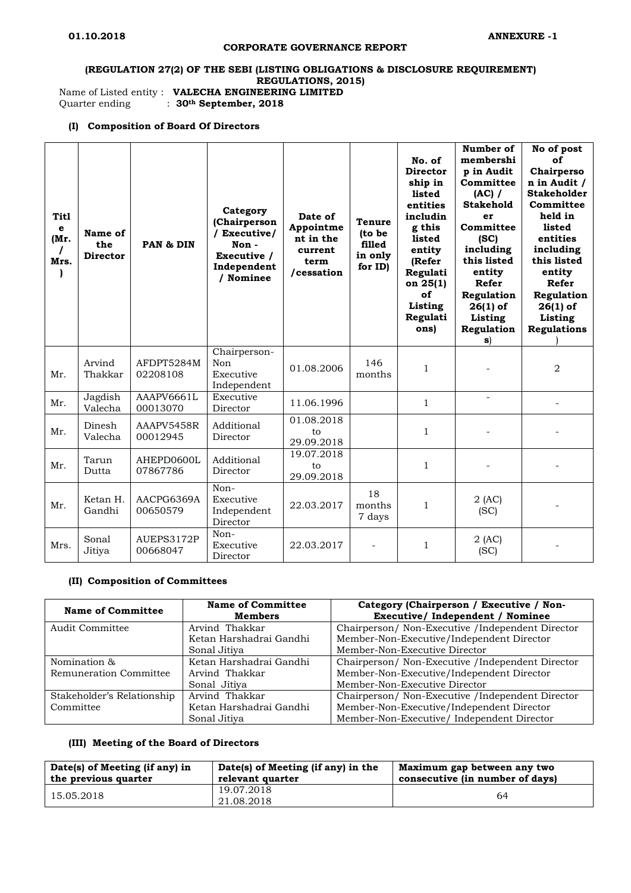**01.10.2018** **ANNEXURE -1**

**CORPORATE GOVERNANCE REPORT**

**(REGULATION 27(2) OF THE SEBI (LISTING OBLIGATIONS & DISCLOSURE REQUIREMENT) REGULATIONS, 2015)**

Name of Listed entity : **VALECHA ENGINEERING LIMITED**
Quarter ending : **30th September, 2018**

### (I) Composition of Board Of Directors

| Title (Mr. / Mrs. ) | Name of the Director | PAN & DIN | Category (Chairperson / Executive/ Non - Executive / Independent / Nominee | Date of Appointment in the current term /cessation | Tenure (to be filled in only for ID) | No. of Directorship in listed entities including this listed entity (Refer Regulation 25(1) of Listing Regulations) | Number of membership in Audit Committee (AC) / Stakeholder Committee (SC) including this listed entity Refer Regulation 26(1) of Listing Regulations) | No of post of Chairperson in Audit / Stakeholder Committee held in listed entities including this listed entity Refer Regulation 26(1) of Listing Regulations) |
|---|---|---|---|---|---|---|---|---|
| Mr. | Arvind Thakkar | AFDPT5284M 02208108 | Chairperson-Non Executive Independent | 01.08.2006 | 146 months | 1 | - | 2 |
| Mr. | Jagdish Valecha | AAAPV6661L 00013070 | Executive Director | 11.06.1996 | | 1 | - | - |
| Mr. | Dinesh Valecha | AAAPV5458R 00012945 | Additional Director | 01.08.2018 to 29.09.2018 | | 1 | - | - |
| Mr. | Tarun Dutta | AHEPD0600L 07867786 | Additional Director | 19.07.2018 to 29.09.2018 | | 1 | - | - |
| Mr. | Ketan H. Gandhi | AACPG6369A 00650579 | Non-Executive Independent Director | 22.03.2017 | 18 months 7 days | 1 | 2 (AC) (SC) | - |
| Mrs. | Sonal Jitiya | AUEPS3172P 00668047 | Non-Executive Director | 22.03.2017 | - | 1 | 2 (AC) (SC) | - |

### (II) Composition of Committees

| Name of Committee | Name of Committee Members | Category (Chairperson / Executive / Non-Executive/ Independent / Nominee |
|---|---|---|
| Audit Committee | Arvind Thakkar<br>Ketan Harshadrai Gandhi<br>Sonal Jitiya | Chairperson/ Non-Executive /Independent Director<br>Member-Non-Executive/Independent Director<br>Member-Non-Executive Director |
| Nomination & Remuneration Committee | Ketan Harshadrai Gandhi<br>Arvind Thakkar<br>Sonal Jitiya | Chairperson/ Non-Executive /Independent Director<br>Member-Non-Executive/Independent Director<br>Member-Non-Executive Director |
| Stakeholder's Relationship Committee | Arvind Thakkar<br>Ketan Harshadrai Gandhi<br>Sonal Jitiya | Chairperson/ Non-Executive /Independent Director<br>Member-Non-Executive/Independent Director<br>Member-Non-Executive/ Independent Director |

### (III) Meeting of the Board of Directors

| Date(s) of Meeting (if any) in the previous quarter | Date(s) of Meeting (if any) in the relevant quarter | Maximum gap between any two consecutive (in number of days) |
|---|---|---|
| 15.05.2018 | 19.07.2018<br>21.08.2018 | 64 |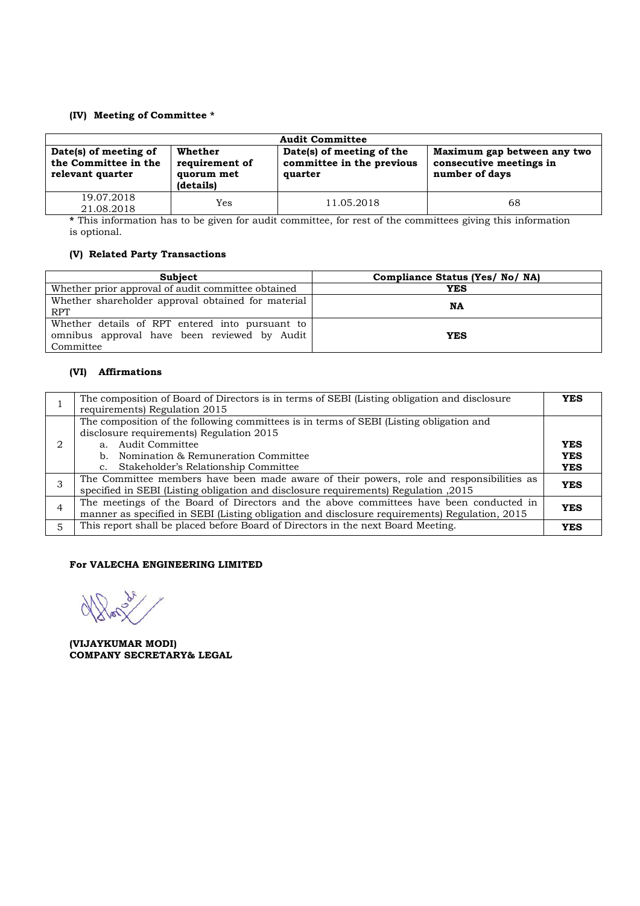#### (IV) Meeting of Committee *

| Audit Committee | | | |
|---|---|---|---|
| **Date(s) of meeting of the Committee in the relevant quarter** | **Whether requirement of quorum met (details)** | **Date(s) of meeting of the committee in the previous quarter** | **Maximum gap between any two consecutive meetings in number of days** |
| 19.07.2018<br>21.08.2018 | Yes | 11.05.2018 | 68 |

**\*** This information has to be given for audit committee, for rest of the committees giving this information is optional.

#### (V) Related Party Transactions

| Subject | Compliance Status (Yes/ No/ NA) |
|---|---|
| Whether prior approval of audit committee obtained | **YES** |
| Whether shareholder approval obtained for material RPT | **NA** |
| Whether details of RPT entered into pursuant to omnibus approval have been reviewed by Audit Committee | **YES** |

#### (VI) Affirmations

| | | |
|---|---|---|
| 1 | The composition of Board of Directors is in terms of SEBI (Listing obligation and disclosure requirements) Regulation 2015 | **YES** |
| 2 | The composition of the following committees is in terms of SEBI (Listing obligation and disclosure requirements) Regulation 2015<br>a. Audit Committee<br>b. Nomination & Remuneration Committee<br>c. Stakeholder's Relationship Committee | <br><br>**YES**<br>**YES**<br>**YES** |
| 3 | The Committee members have been made aware of their powers, role and responsibilities as specified in SEBI (Listing obligation and disclosure requirements) Regulation ,2015 | **YES** |
| 4 | The meetings of the Board of Directors and the above committees have been conducted in manner as specified in SEBI (Listing obligation and disclosure requirements) Regulation, 2015 | **YES** |
| 5 | This report shall be placed before Board of Directors in the next Board Meeting. | **YES** |

**For VALECHA ENGINEERING LIMITED**

**(VIJAYKUMAR MODI)**
**COMPANY SECRETARY& LEGAL**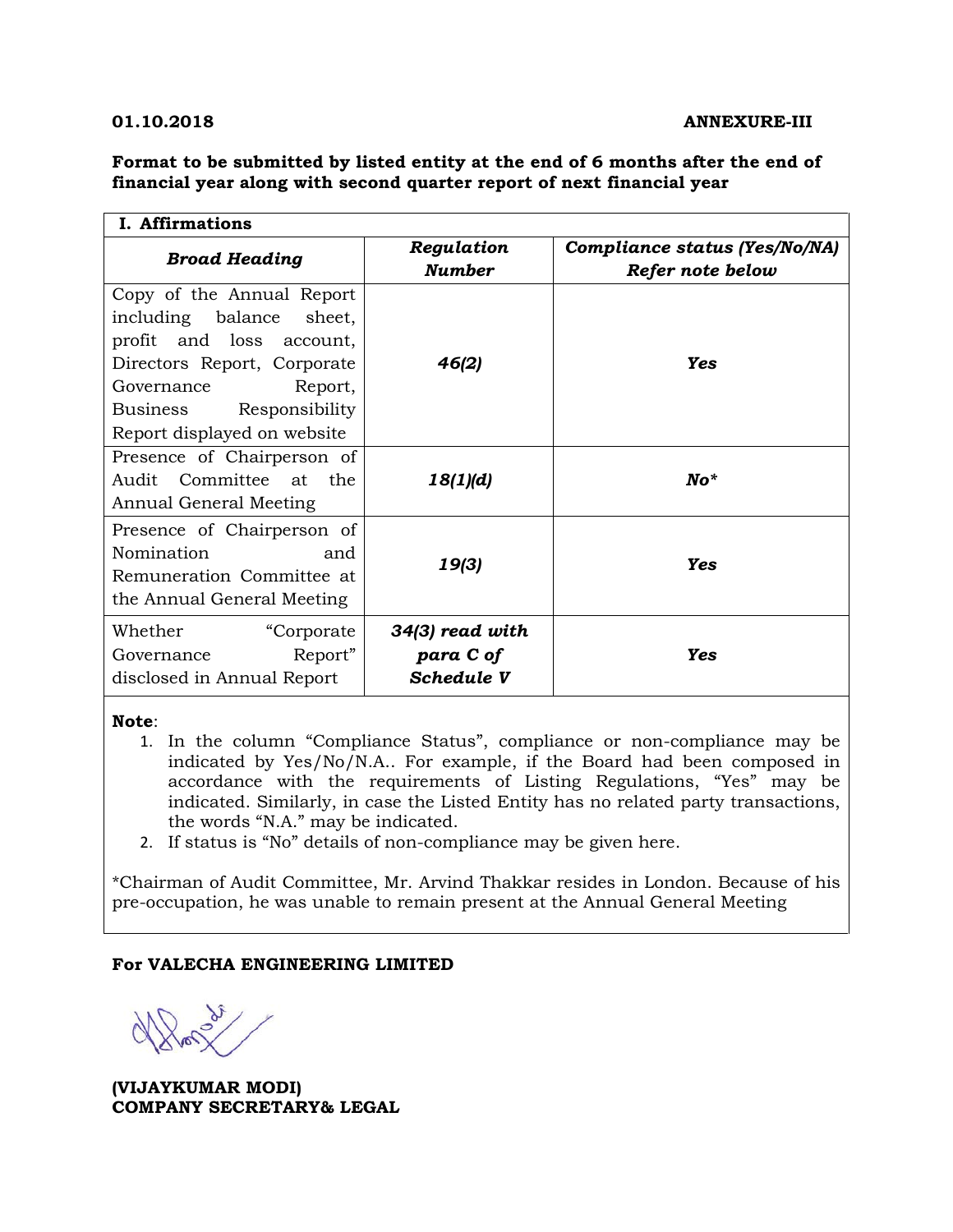**01.10.2018** **ANNEXURE-III**

**Format to be submitted by listed entity at the end of 6 months after the end of financial year along with second quarter report of next financial year**

**I. Affirmations**

| ***Broad Heading*** | ***Regulation Number*** | ***Compliance status (Yes/No/NA) Refer note below*** |
|---|---|---|
| Copy of the Annual Report including balance sheet, profit and loss account, Directors Report, Corporate Governance Report, Business Responsibility Report displayed on website | ***46(2)*** | ***Yes*** |
| Presence of Chairperson of Audit Committee at the Annual General Meeting | ***18(1)(d)*** | ***No**** |
| Presence of Chairperson of Nomination and Remuneration Committee at the Annual General Meeting | ***19(3)*** | ***Yes*** |
| Whether "Corporate Governance Report" disclosed in Annual Report | ***34(3) read with para C of Schedule V*** | ***Yes*** |

**Note**:

1. In the column "Compliance Status", compliance or non-compliance may be indicated by Yes/No/N.A.. For example, if the Board had been composed in accordance with the requirements of Listing Regulations, "Yes" may be indicated. Similarly, in case the Listed Entity has no related party transactions, the words "N.A." may be indicated.
2. If status is "No" details of non-compliance may be given here.

*Chairman of Audit Committee, Mr. Arvind Thakkar resides in London. Because of his pre-occupation, he was unable to remain present at the Annual General Meeting

**For VALECHA ENGINEERING LIMITED**

**(VIJAYKUMAR MODI)**
**COMPANY SECRETARY& LEGAL**